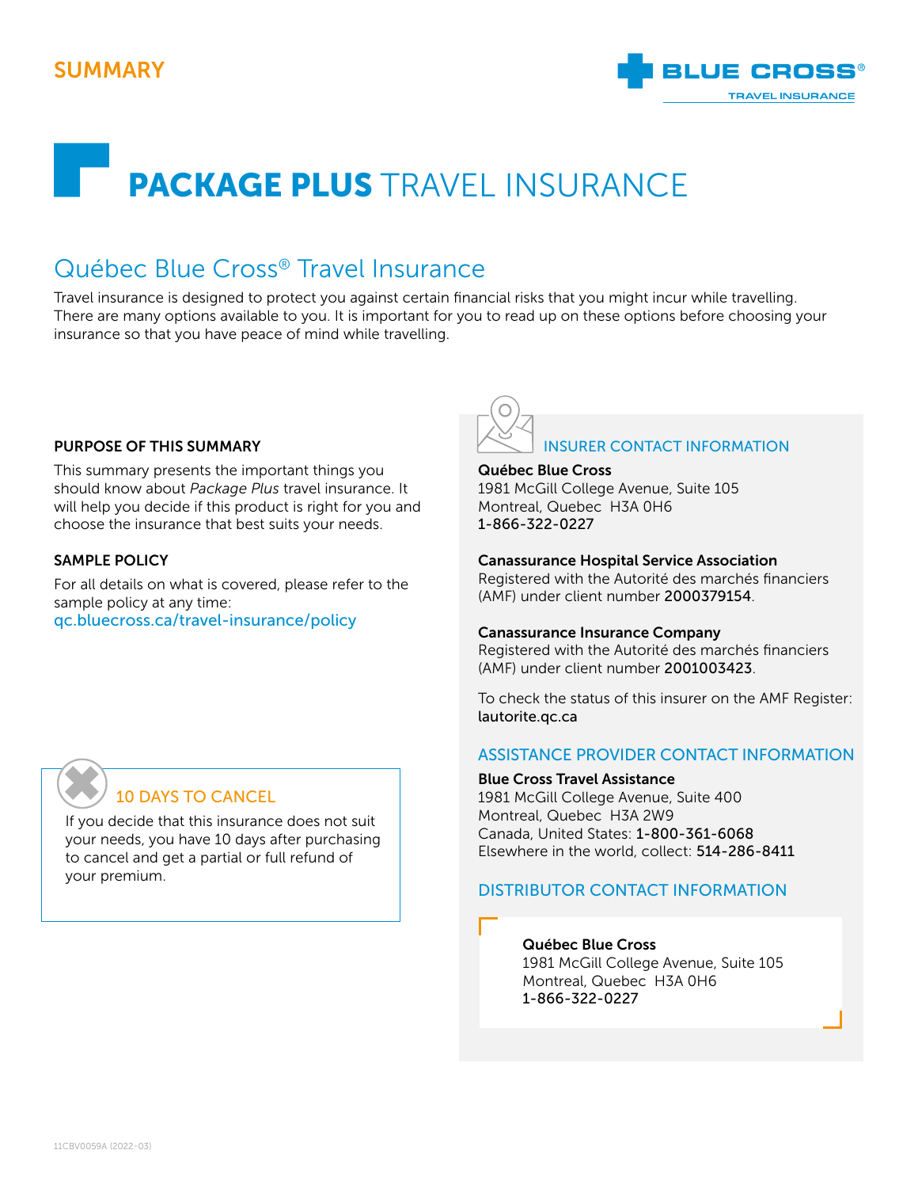SUMMARY

BLUE CROSS®
TRAVEL INSURANCE

# PACKAGE PLUS TRAVEL INSURANCE

## Québec Blue Cross® Travel Insurance

Travel insurance is designed to protect you against certain financial risks that you might incur while travelling. There are many options available to you. It is important for you to read up on these options before choosing your insurance so that you have peace of mind while travelling.

### PURPOSE OF THIS SUMMARY

This summary presents the important things you should know about *Package Plus* travel insurance. It will help you decide if this product is right for you and choose the insurance that best suits your needs.

### SAMPLE POLICY

For all details on what is covered, please refer to the sample policy at any time:
qc.bluecross.ca/travel-insurance/policy

### 10 DAYS TO CANCEL

If you decide that this insurance does not suit your needs, you have 10 days after purchasing to cancel and get a partial or full refund of your premium.

### INSURER CONTACT INFORMATION

**Québec Blue Cross**
1981 McGill College Avenue, Suite 105
Montreal, Quebec H3A 0H6
1-866-322-0227

**Canassurance Hospital Service Association**
Registered with the Autorité des marchés financiers (AMF) under client number **2000379154**.

**Canassurance Insurance Company**
Registered with the Autorité des marchés financiers (AMF) under client number **2001003423**.

To check the status of this insurer on the AMF Register: lautorite.qc.ca

### ASSISTANCE PROVIDER CONTACT INFORMATION

**Blue Cross Travel Assistance**
1981 McGill College Avenue, Suite 400
Montreal, Quebec H3A 2W9
Canada, United States: **1-800-361-6068**
Elsewhere in the world, collect: **514-286-8411**

### DISTRIBUTOR CONTACT INFORMATION

**Québec Blue Cross**
1981 McGill College Avenue, Suite 105
Montreal, Quebec H3A 0H6
1-866-322-0227

11CBV0059A (2022-03)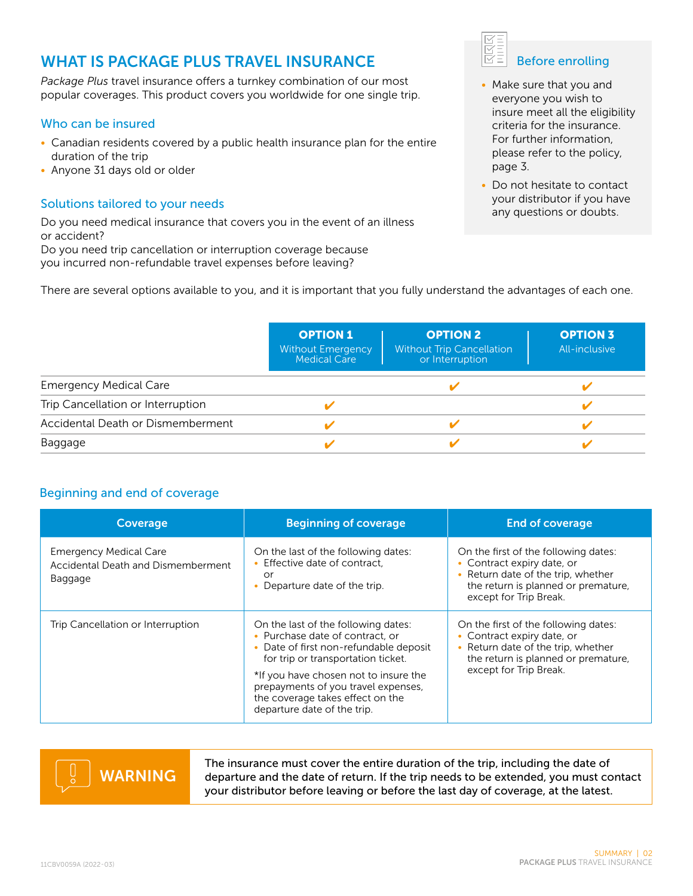# WHAT IS PACKAGE PLUS TRAVEL INSURANCE

*Package Plus* travel insurance offers a turnkey combination of our most popular coverages. This product covers you worldwide for one single trip.

## Who can be insured

- Canadian residents covered by a public health insurance plan for the entire duration of the trip
- Anyone 31 days old or older

## Solutions tailored to your needs

Do you need medical insurance that covers you in the event of an illness or accident?
Do you need trip cancellation or interruption coverage because you incurred non-refundable travel expenses before leaving?

### Before enrolling

- Make sure that you and everyone you wish to insure meet all the eligibility criteria for the insurance. For further information, please refer to the policy, page 3.
- Do not hesitate to contact your distributor if you have any questions or doubts.

There are several options available to you, and it is important that you fully understand the advantages of each one.

| | **OPTION 1** Without Emergency Medical Care | **OPTION 2** Without Trip Cancellation or Interruption | **OPTION 3** All-inclusive |
|---|---|---|---|
| Emergency Medical Care | | ✔ | ✔ |
| Trip Cancellation or Interruption | ✔ | | ✔ |
| Accidental Death or Dismemberment | ✔ | ✔ | ✔ |
| Baggage | ✔ | ✔ | ✔ |

## Beginning and end of coverage

| Coverage | Beginning of coverage | End of coverage |
|---|---|---|
| Emergency Medical Care<br>Accidental Death and Dismemberment<br>Baggage | On the last of the following dates:<br>• Effective date of contract, or<br>• Departure date of the trip. | On the first of the following dates:<br>• Contract expiry date, or<br>• Return date of the trip, whether the return is planned or premature, except for Trip Break. |
| Trip Cancellation or Interruption | On the last of the following dates:<br>• Purchase date of contract, or<br>• Date of first non-refundable deposit for trip or transportation ticket.<br>*If you have chosen not to insure the prepayments of you travel expenses, the coverage takes effect on the departure date of the trip. | On the first of the following dates:<br>• Contract expiry date, or<br>• Return date of the trip, whether the return is planned or premature, except for Trip Break. |

**WARNING**

**The insurance must cover the entire duration of the trip, including the date of departure and the date of return. If the trip needs to be extended, you must contact your distributor before leaving or before the last day of coverage, at the latest.**

11CBV0059A (2022-03)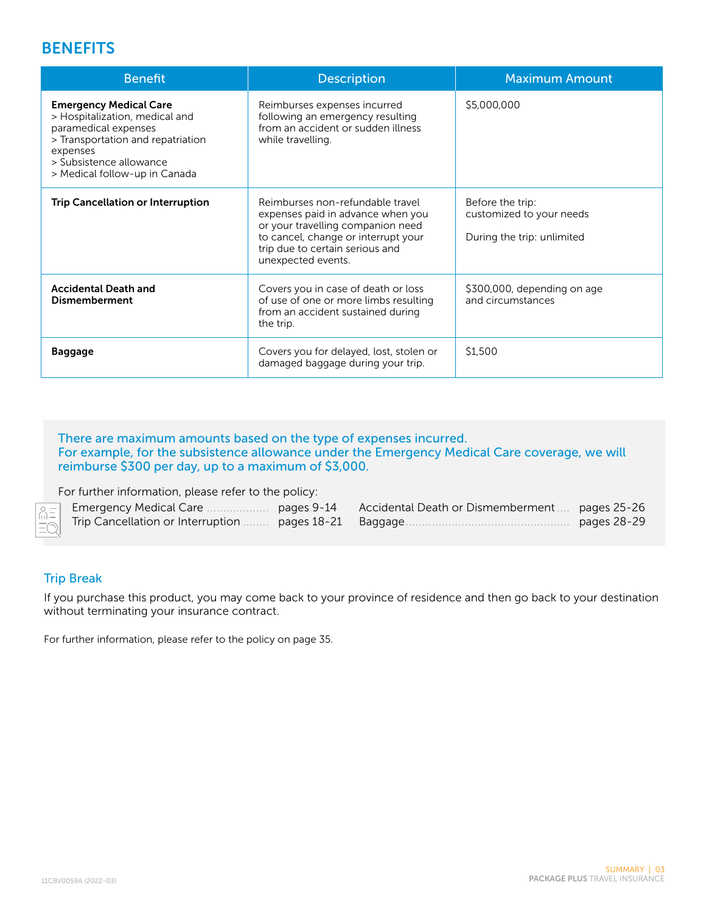## BENEFITS

| Benefit | Description | Maximum Amount |
|---|---|---|
| **Emergency Medical Care**<br>> Hospitalization, medical and paramedical expenses<br>> Transportation and repatriation expenses<br>> Subsistence allowance<br>> Medical follow-up in Canada | Reimburses expenses incurred following an emergency resulting from an accident or sudden illness while travelling. | $5,000,000 |
| **Trip Cancellation or Interruption** | Reimburses non-refundable travel expenses paid in advance when you or your travelling companion need to cancel, change or interrupt your trip due to certain serious and unexpected events. | Before the trip: customized to your needs<br><br>During the trip: unlimited |
| **Accidental Death and Dismemberment** | Covers you in case of death or loss of use of one or more limbs resulting from an accident sustained during the trip. | $300,000, depending on age and circumstances |
| **Baggage** | Covers you for delayed, lost, stolen or damaged baggage during your trip. | $1,500 |

There are maximum amounts based on the type of expenses incurred.
For example, for the subsistence allowance under the Emergency Medical Care coverage, we will reimburse $300 per day, up to a maximum of $3,000.

For further information, please refer to the policy:

- Emergency Medical Care .................. pages 9-14
- Trip Cancellation or Interruption ........ pages 18-21
- Accidental Death or Dismemberment .... pages 25-26
- Baggage .................................................. pages 28-29

### Trip Break

If you purchase this product, you may come back to your province of residence and then go back to your destination without terminating your insurance contract.

For further information, please refer to the policy on page 35.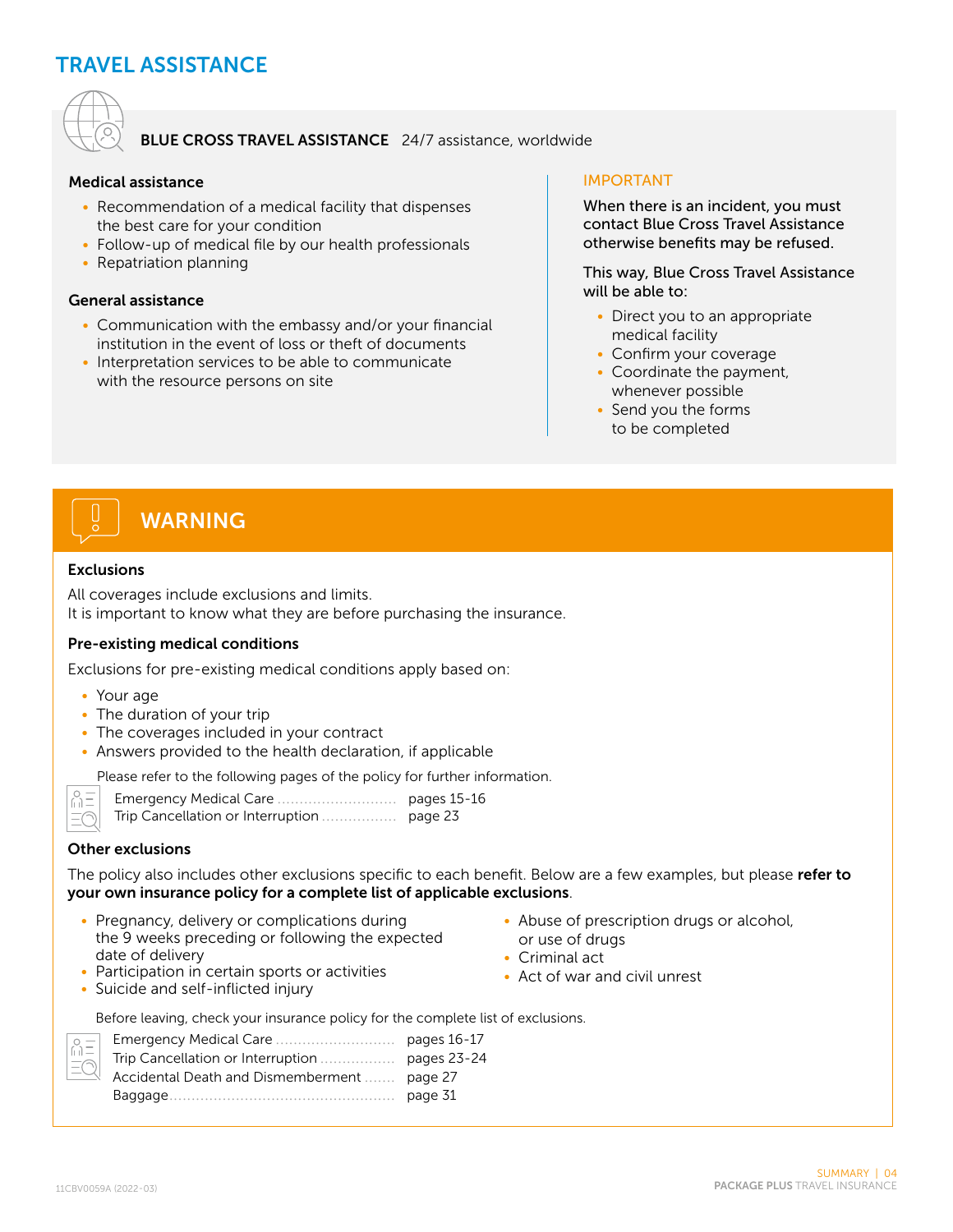# TRAVEL ASSISTANCE

**BLUE CROSS TRAVEL ASSISTANCE** 24/7 assistance, worldwide

**Medical assistance**

- Recommendation of a medical facility that dispenses the best care for your condition
- Follow-up of medical file by our health professionals
- Repatriation planning

**General assistance**

- Communication with the embassy and/or your financial institution in the event of loss or theft of documents
- Interpretation services to be able to communicate with the resource persons on site

IMPORTANT

**When there is an incident, you must contact Blue Cross Travel Assistance otherwise benefits may be refused.**

This way, Blue Cross Travel Assistance will be able to:

- Direct you to an appropriate medical facility
- Confirm your coverage
- Coordinate the payment, whenever possible
- Send you the forms to be completed

## WARNING

**Exclusions**

All coverages include exclusions and limits.
It is important to know what they are before purchasing the insurance.

**Pre-existing medical conditions**

Exclusions for pre-existing medical conditions apply based on:

- Your age
- The duration of your trip
- The coverages included in your contract
- Answers provided to the health declaration, if applicable

Please refer to the following pages of the policy for further information.

| | |
|---|---|
| Emergency Medical Care | pages 15-16 |
| Trip Cancellation or Interruption | page 23 |

**Other exclusions**

The policy also includes other exclusions specific to each benefit. Below are a few examples, but please **refer to your own insurance policy for a complete list of applicable exclusions**.

- Pregnancy, delivery or complications during the 9 weeks preceding or following the expected date of delivery
- Participation in certain sports or activities
- Suicide and self-inflicted injury
- Abuse of prescription drugs or alcohol, or use of drugs
- Criminal act
- Act of war and civil unrest

Before leaving, check your insurance policy for the complete list of exclusions.

| | |
|---|---|
| Emergency Medical Care | pages 16-17 |
| Trip Cancellation or Interruption | pages 23-24 |
| Accidental Death and Dismemberment | page 27 |
| Baggage | page 31 |

11CBV0059A (2022-03)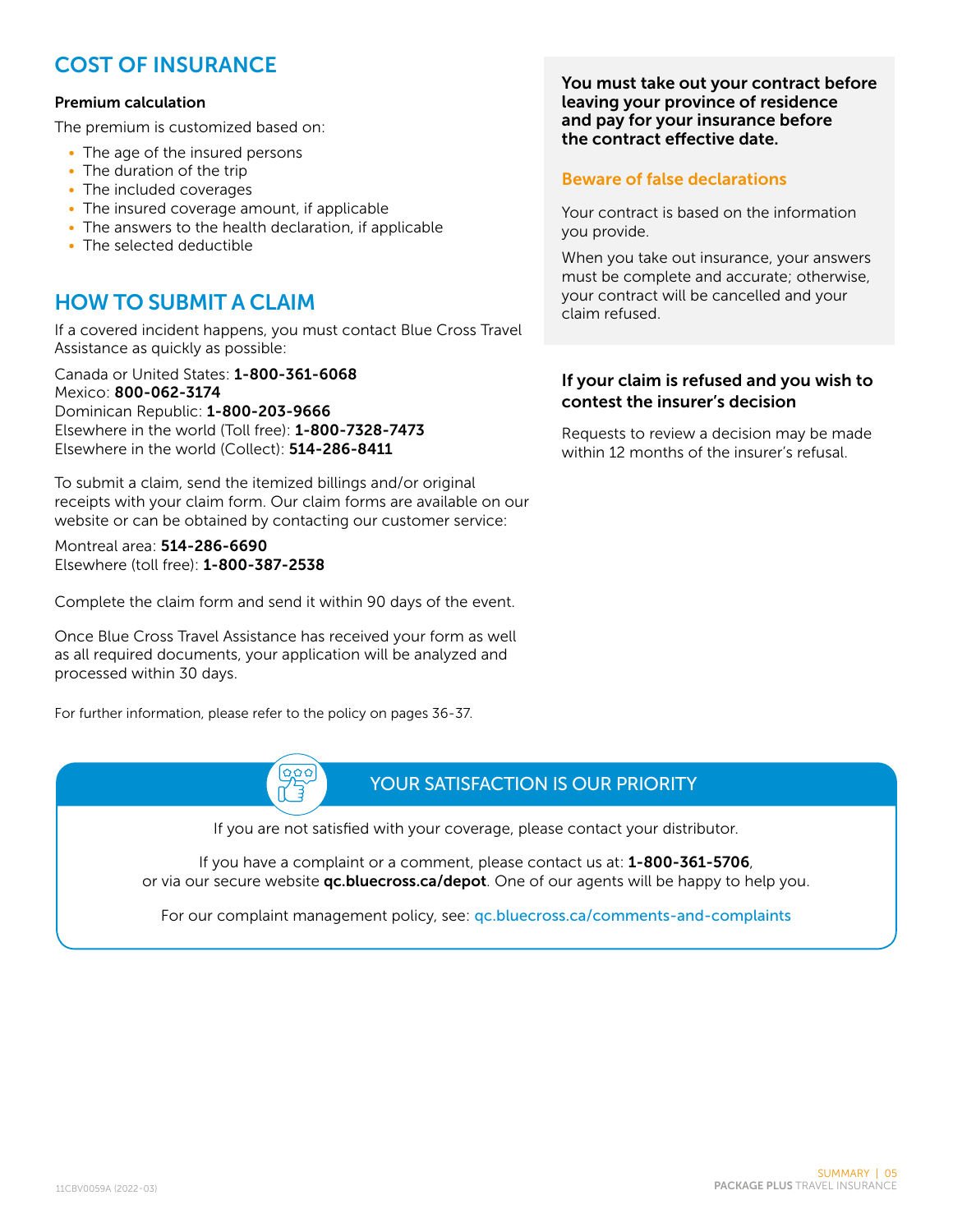## COST OF INSURANCE

**Premium calculation**

The premium is customized based on:

- The age of the insured persons
- The duration of the trip
- The included coverages
- The insured coverage amount, if applicable
- The answers to the health declaration, if applicable
- The selected deductible

## HOW TO SUBMIT A CLAIM

If a covered incident happens, you must contact Blue Cross Travel Assistance as quickly as possible:

Canada or United States: **1-800-361-6068**
Mexico: **800-062-3174**
Dominican Republic: **1-800-203-9666**
Elsewhere in the world (Toll free): **1-800-7328-7473**
Elsewhere in the world (Collect): **514-286-8411**

To submit a claim, send the itemized billings and/or original receipts with your claim form. Our claim forms are available on our website or can be obtained by contacting our customer service:

Montreal area: **514-286-6690**
Elsewhere (toll free): **1-800-387-2538**

Complete the claim form and send it within 90 days of the event.

Once Blue Cross Travel Assistance has received your form as well as all required documents, your application will be analyzed and processed within 30 days.

For further information, please refer to the policy on pages 36-37.

**You must take out your contract before leaving your province of residence and pay for your insurance before the contract effective date.**

### Beware of false declarations

Your contract is based on the information you provide.

When you take out insurance, your answers must be complete and accurate; otherwise, your contract will be cancelled and your claim refused.

### If your claim is refused and you wish to contest the insurer's decision

Requests to review a decision may be made within 12 months of the insurer's refusal.

## YOUR SATISFACTION IS OUR PRIORITY

If you are not satisfied with your coverage, please contact your distributor.

If you have a complaint or a comment, please contact us at: **1-800-361-5706**, or via our secure website **qc.bluecross.ca/depot**. One of our agents will be happy to help you.

For our complaint management policy, see: qc.bluecross.ca/comments-and-complaints

11CBV0059A (2022-03)